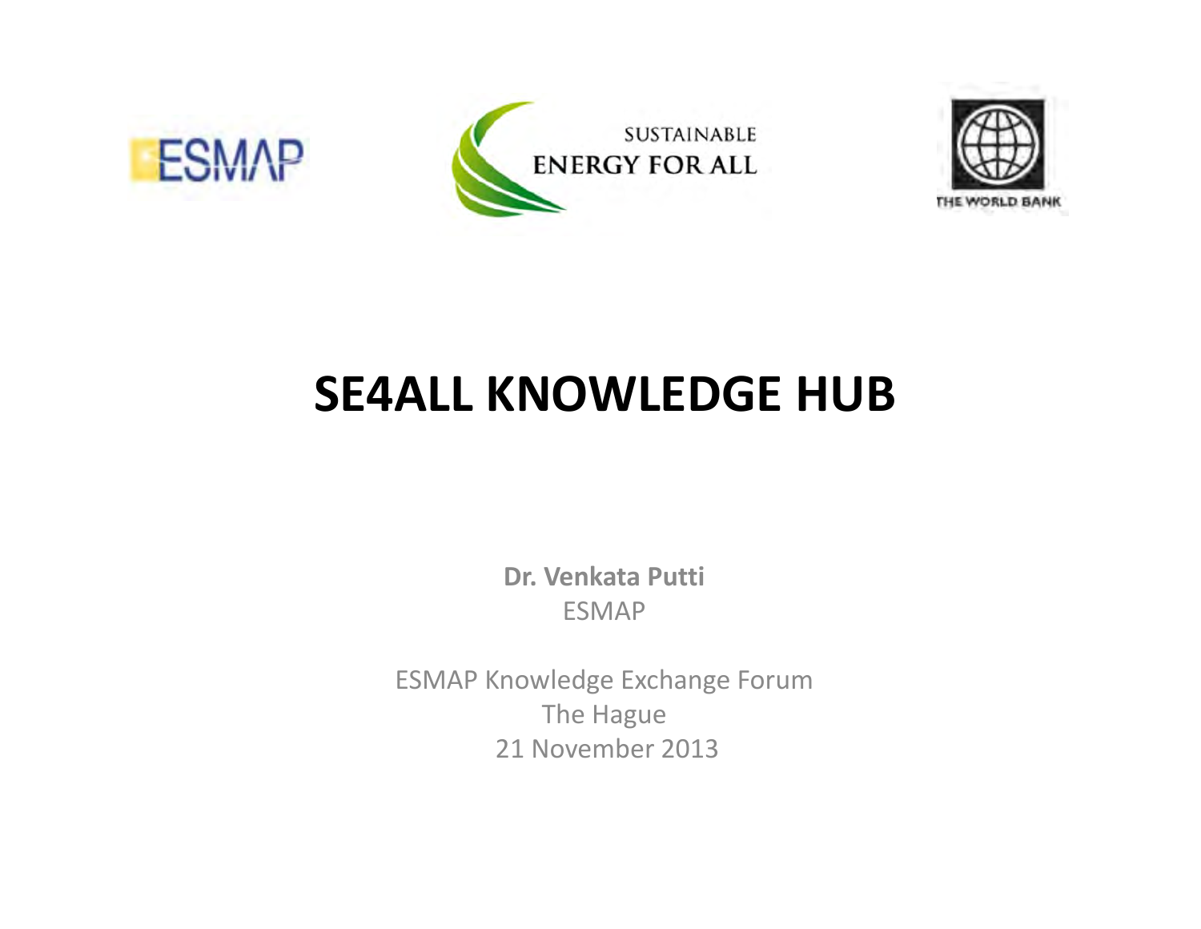ESMAP

SUSTAINABLE ENERGY FOR ALL

THE WORLD BANK

# SE4ALL KNOWLEDGE HUB

**Dr. Venkata Putti**
ESMAP

ESMAP Knowledge Exchange Forum
The Hague
21 November 2013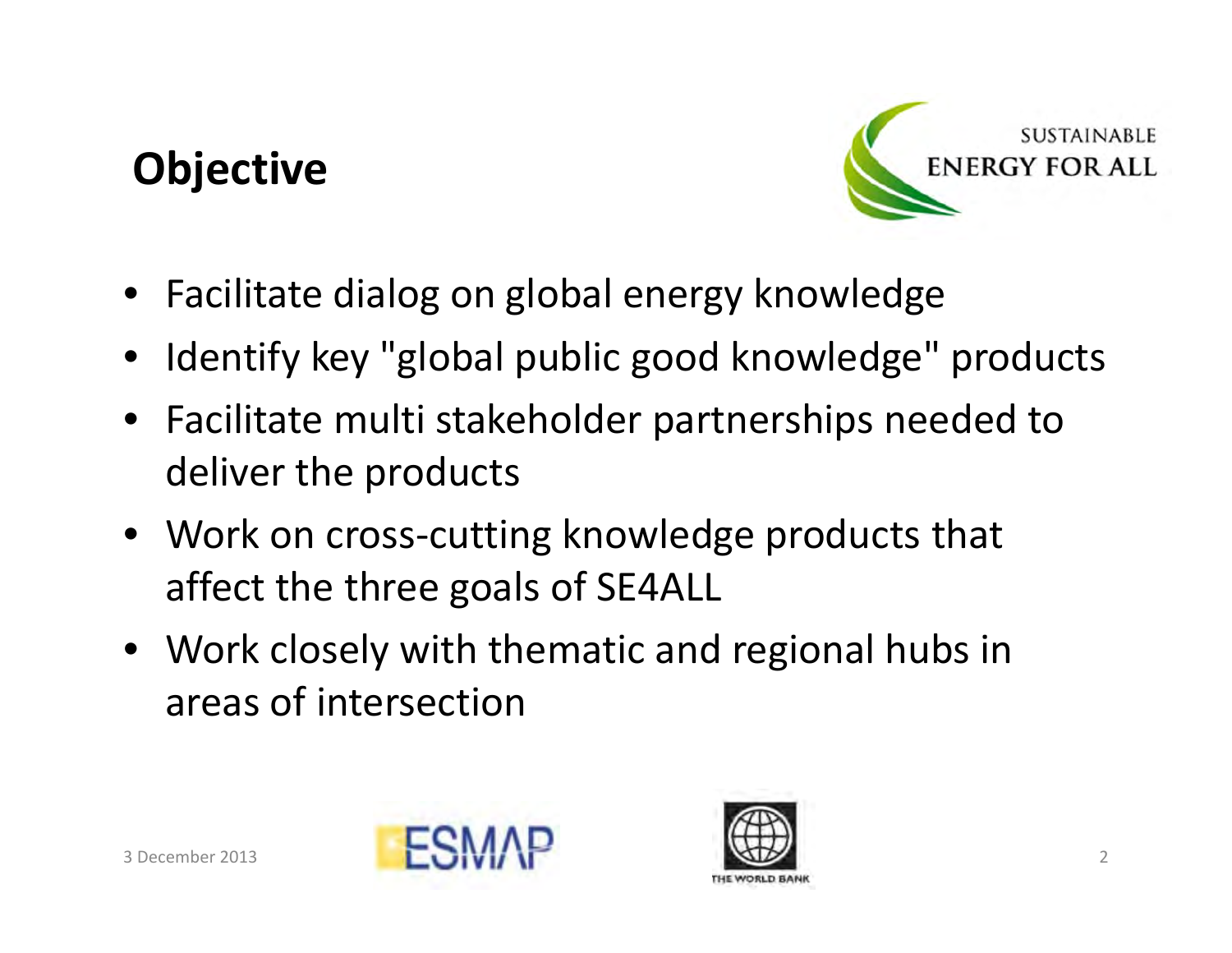## Objective

- Facilitate dialog on global energy knowledge
- Identify key "global public good knowledge" products
- Facilitate multi stakeholder partnerships needed to deliver the products
- Work on cross-cutting knowledge products that affect the three goals of SE4ALL
- Work closely with thematic and regional hubs in areas of intersection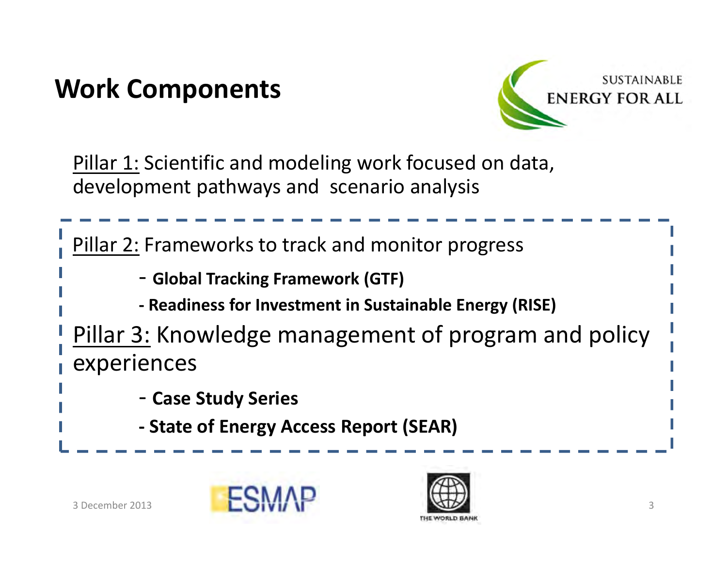# Work Components

Pillar 1: Scientific and modeling work focused on data, development pathways and scenario analysis

Pillar 2: Frameworks to track and monitor progress

- **Global Tracking Framework (GTF)**
- **Readiness for Investment in Sustainable Energy (RISE)**

Pillar 3: Knowledge management of program and policy experiences

- **Case Study Series**
- **State of Energy Access Report (SEAR)**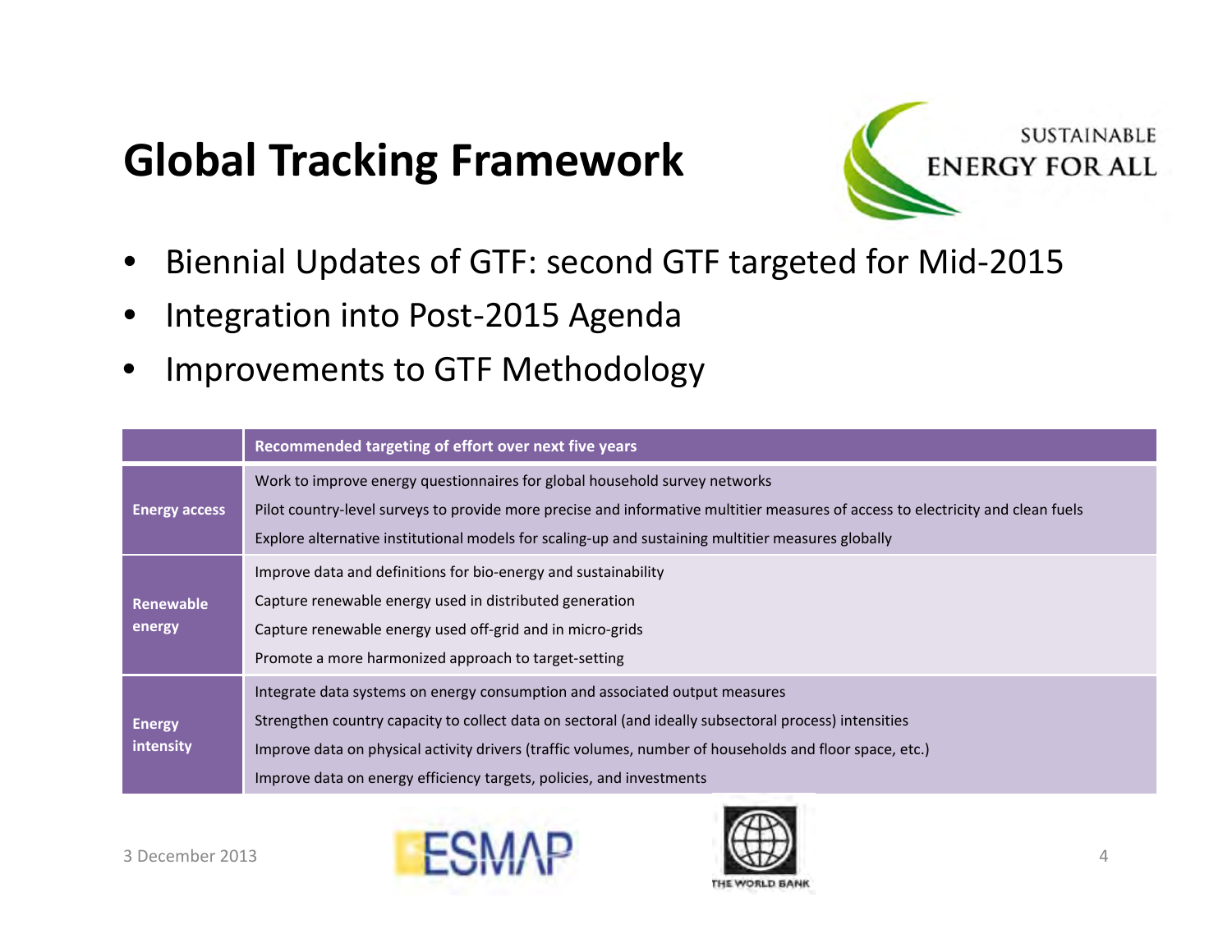# Global Tracking Framework

- Biennial Updates of GTF: second GTF targeted for Mid-2015
- Integration into Post-2015 Agenda
- Improvements to GTF Methodology

| | Recommended targeting of effort over next five years |
|---|---|
| **Energy access** | Work to improve energy questionnaires for global household survey networks<br>Pilot country-level surveys to provide more precise and informative multitier measures of access to electricity and clean fuels<br>Explore alternative institutional models for scaling-up and sustaining multitier measures globally |
| **Renewable energy** | Improve data and definitions for bio-energy and sustainability<br>Capture renewable energy used in distributed generation<br>Capture renewable energy used off-grid and in micro-grids<br>Promote a more harmonized approach to target-setting |
| **Energy intensity** | Integrate data systems on energy consumption and associated output measures<br>Strengthen country capacity to collect data on sectoral (and ideally subsectoral process) intensities<br>Improve data on physical activity drivers (traffic volumes, number of households and floor space, etc.)<br>Improve data on energy efficiency targets, policies, and investments |

3 December 2013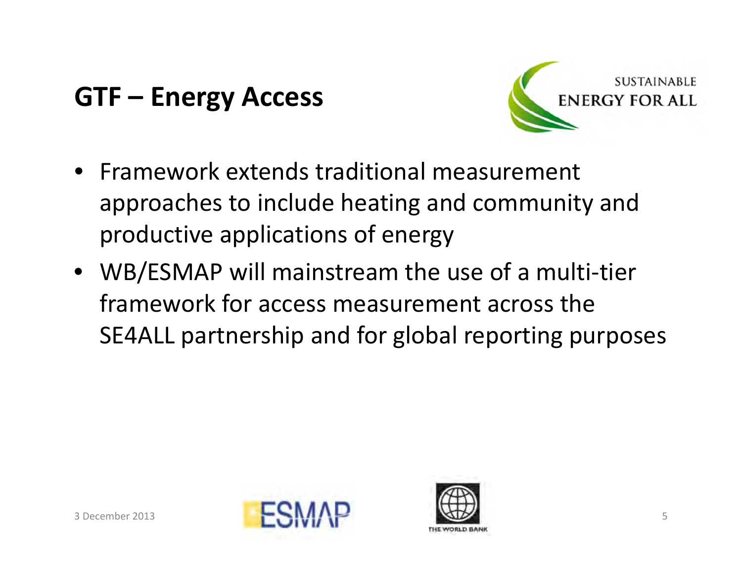# GTF – Energy Access

- Framework extends traditional measurement approaches to include heating and community and productive applications of energy
- WB/ESMAP will mainstream the use of a multi-tier framework for access measurement across the SE4ALL partnership and for global reporting purposes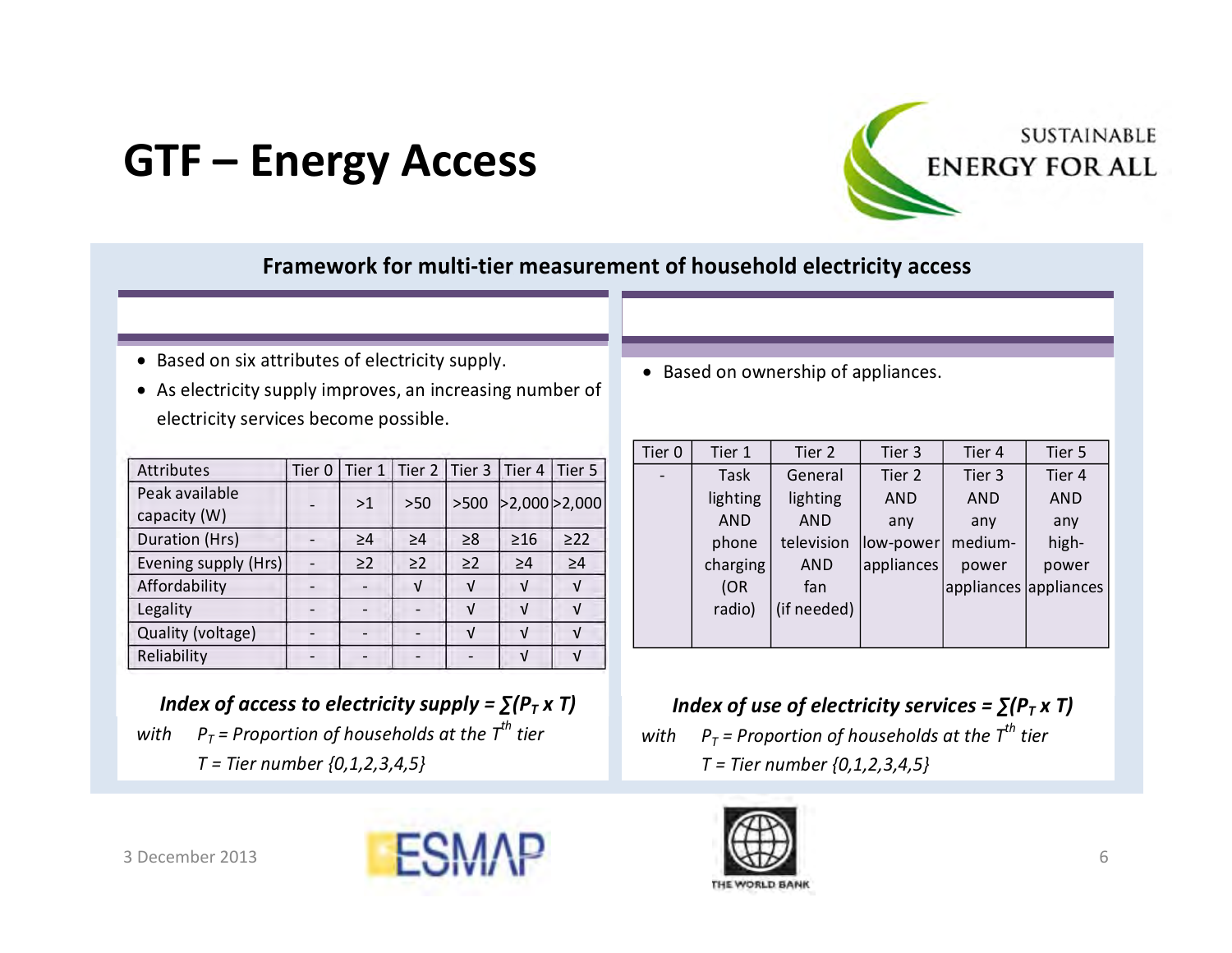# GTF – Energy Access

SUSTAINABLE ENERGY FOR ALL

### Framework for multi-tier measurement of household electricity access

- Based on six attributes of electricity supply.
- As electricity supply improves, an increasing number of electricity services become possible.

| Attributes | Tier 0 | Tier 1 | Tier 2 | Tier 3 | Tier 4 | Tier 5 |
|---|---|---|---|---|---|---|
| Peak available capacity (W) | - | >1 | >50 | >500 | >2,000 | >2,000 |
| Duration (Hrs) | - | ≥4 | ≥4 | ≥8 | ≥16 | ≥22 |
| Evening supply (Hrs) | - | ≥2 | ≥2 | ≥2 | ≥4 | ≥4 |
| Affordability | - | - | √ | √ | √ | √ |
| Legality | - | - | - | √ | √ | √ |
| Quality (voltage) | - | - | - | √ | √ | √ |
| Reliability | - | - | - | - | √ | √ |

***Index of access to electricity supply =*** $\sum(P_T \times T)$

*with* $P_T$ *= Proportion of households at the* $T^{th}$ *tier*

$T$ *= Tier number {0,1,2,3,4,5}*

- Based on ownership of appliances.

| Tier 0 | Tier 1 | Tier 2 | Tier 3 | Tier 4 | Tier 5 |
|---|---|---|---|---|---|
| - | Task lighting AND phone charging (OR radio) | General lighting AND television AND fan (if needed) | Tier 2 AND any low-power appliances | Tier 3 AND any medium-power appliances | Tier 4 AND any high-power appliances |

***Index of use of electricity services =*** $\sum(P_T \times T)$

*with* $P_T$ *= Proportion of households at the* $T^{th}$ *tier*

$T$ *= Tier number {0,1,2,3,4,5}*

3 December 2013

ESMAP

THE WORLD BANK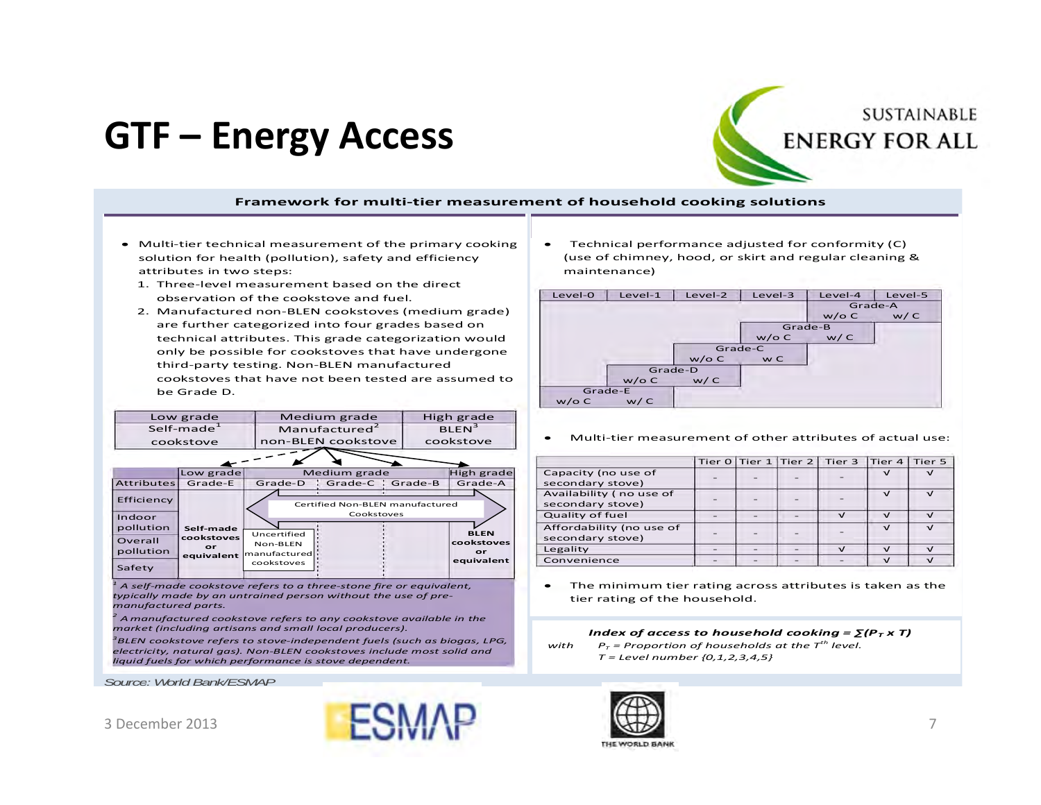# GTF – Energy Access

## Framework for multi-tier measurement of household cooking solutions

- Multi-tier technical measurement of the primary cooking solution for health (pollution), safety and efficiency attributes in two steps:
  1. Three-level measurement based on the direct observation of the cookstove and fuel.
  2. Manufactured non-BLEN cookstoves (medium grade) are further categorized into four grades based on technical attributes. This grade categorization would only be possible for cookstoves that have undergone third-party testing. Non-BLEN manufactured cookstoves that have not been tested are assumed to be Grade D.

| Low grade | Medium grade | High grade |
|---|---|---|
| Self-made[1] cookstove | Manufactured[2] non-BLEN cookstove | BLEN[3] cookstove |

| | Low grade | Medium grade | | | High grade |
|---|---|---|---|---|---|
| Attributes | Grade-E | Grade-D | Grade-C | Grade-B | Grade-A |
| Efficiency | Self-made cookstoves or equivalent | Uncertified Non-BLEN manufactured cookstoves | Certified Non-BLEN manufactured Cookstoves | | BLEN cookstoves or equivalent |
| Indoor pollution | | | | | |
| Overall pollution | | | | | |
| Safety | | | | | |

[1] *A self-made cookstove refers to a three-stone fire or equivalent, typically made by an untrained person without the use of pre-manufactured parts.*

[2] *A manufactured cookstove refers to any cookstove available in the market (including artisans and small local producers).*

[3] *BLEN cookstove refers to stove-independent fuels (such as biogas, LPG, electricity, natural gas). Non-BLEN cookstoves include most solid and liquid fuels for which performance is stove dependent.*

- Technical performance adjusted for conformity (C) (use of chimney, hood, or skirt and regular cleaning & maintenance)

| Level-0 | Level-1 | Level-2 | Level-3 | Level-4 | Level-5 |
|---|---|---|---|---|---|
| | | | | Grade-A w/o C | Grade-A w/ C |
| | | | Grade-B w/o C | Grade-B w/ C | |
| | | Grade-C w/o C | Grade-C w C | | |
| | Grade-D w/o C | Grade-D w/ C | | | |
| Grade-E w/o C | Grade-E w/ C | | | | |

- Multi-tier measurement of other attributes of actual use:

| | Tier 0 | Tier 1 | Tier 2 | Tier 3 | Tier 4 | Tier 5 |
|---|---|---|---|---|---|---|
| Capacity (no use of secondary stove) | - | - | - | - | √ | √ |
| Availability ( no use of secondary stove) | - | - | - | - | √ | √ |
| Quality of fuel | - | - | - | √ | √ | √ |
| Affordability (no use of secondary stove) | - | - | - | - | √ | √ |
| Legality | - | - | - | √ | √ | √ |
| Convenience | - | - | - | - | √ | √ |

- The minimum tier rating across attributes is taken as the tier rating of the household.

***Index of access to household cooking*** $= \sum(P_T \times T)$

*with* $P_T$ = *Proportion of households at the* $T^{th}$ *level.*

$T$ = *Level number* $\{0,1,2,3,4,5\}$

*Source: World Bank/ESMAP*

3 December 2013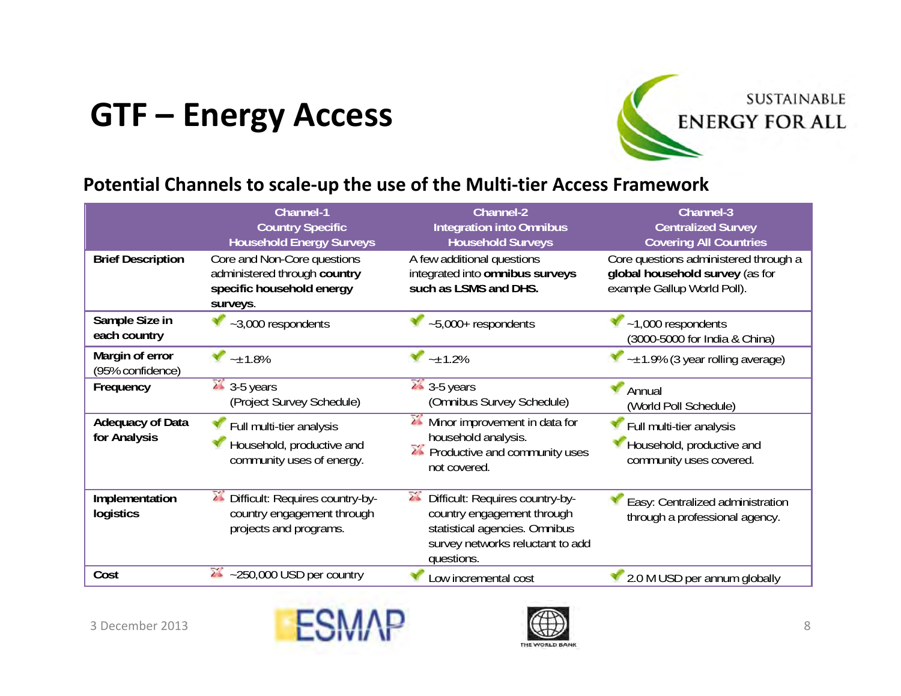# GTF – Energy Access

SUSTAINABLE ENERGY FOR ALL

## Potential Channels to scale-up the use of the Multi-tier Access Framework

| | Channel-1 Country Specific Household Energy Surveys | Channel-2 Integration into Omnibus Household Surveys | Channel-3 Centralized Survey Covering All Countries |
|---|---|---|---|
| **Brief Description** | Core and Non-Core questions administered through **country specific household energy surveys**. | A few additional questions integrated into **omnibus surveys such as LSMS and DHS.** | Core questions administered through a **global household survey** (as for example Gallup World Poll). |
| **Sample Size in each country** | ✔ ~3,000 respondents | ✔ ~5,000+ respondents | ✔ ~1,000 respondents (3000-5000 for India & China) |
| **Margin of error** (95% confidence) | ✔ ~±1.8% | ✔ ~±1.2% | ✔ ~±1.9% (3 year rolling average) |
| **Frequency** | ✘ 3-5 years (Project Survey Schedule) | ✘ 3-5 years (Omnibus Survey Schedule) | ✔ Annual (World Poll Schedule) |
| **Adequacy of Data for Analysis** | ✔ Full multi-tier analysis<br>✔ Household, productive and community uses of energy. | ✘ Minor improvement in data for household analysis.<br>✘ Productive and community uses not covered. | ✔ Full multi-tier analysis<br>✔ Household, productive and community uses covered. |
| **Implementation logistics** | ✘ Difficult: Requires country-by-country engagement through projects and programs. | ✘ Difficult: Requires country-by-country engagement through statistical agencies. Omnibus survey networks reluctant to add questions. | ✔ Easy: Centralized administration through a professional agency. |
| **Cost** | ✘ ~250,000 USD per country | ✔ Low incremental cost | ✔ 2.0 M USD per annum globally |

3 December 2013

ESMAP

THE WORLD BANK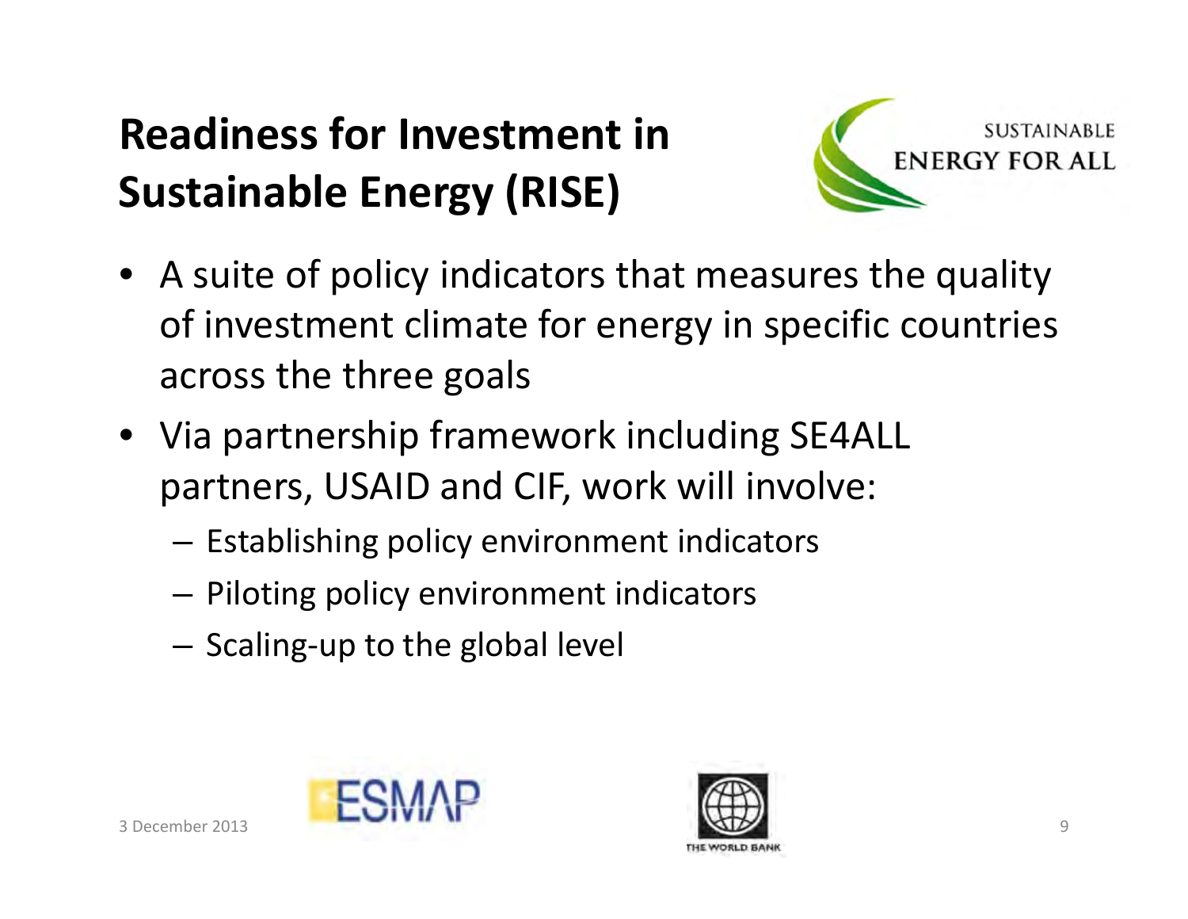# Readiness for Investment in Sustainable Energy (RISE)

- A suite of policy indicators that measures the quality of investment climate for energy in specific countries across the three goals
- Via partnership framework including SE4ALL partners, USAID and CIF, work will involve:
  - Establishing policy environment indicators
  - Piloting policy environment indicators
  - Scaling-up to the global level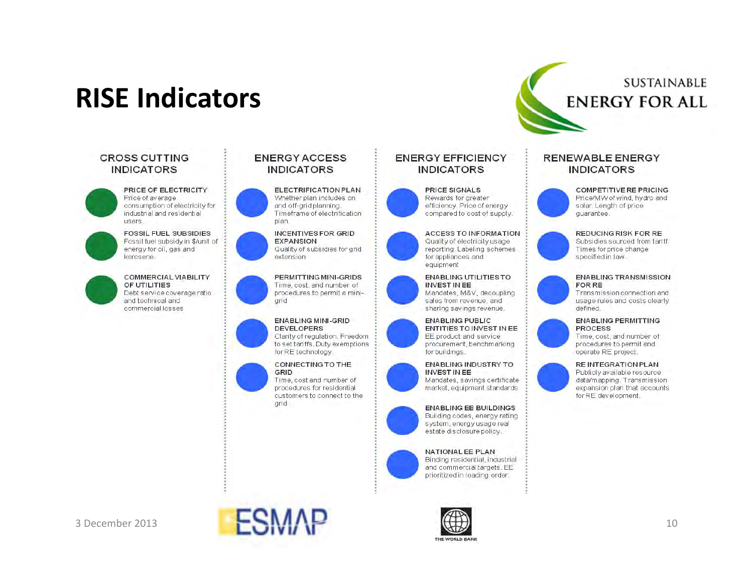# RISE Indicators

## CROSS CUTTING INDICATORS

**PRICE OF ELECTRICITY**
Price of average consumption of electricity for industrial and residential users.

**FOSSIL FUEL SUBSIDIES**
Fossil fuel subsidy in $/unit of energy for oil, gas and kerosene.

**COMMERCIAL VIABILITY OF UTILITIES**
Debt service coverage ratio and technical and commercial losses

## ENERGY ACCESS INDICATORS

**ELECTRIFICATION PLAN**
Whether plan includes on and off-grid planning. Timeframe of electrification plan.

**INCENTIVES FOR GRID EXPANSION**
Quality of subsidies for grid extension

**PERMITTING MINI-GRIDS**
Time, cost, and number of procedures to permit a mini-grid

**ENABLING MINI-GRID DEVELOPERS**
Clarity of regulation. Freedom to set tariffs. Duty exemptions for RE technology.

**CONNECTING TO THE GRID**
Time, cost and number of procedures for residential customers to connect to the grid

## ENERGY EFFICIENCY INDICATORS

**PRICE SIGNALS**
Rewards for greater efficiency. Price of energy compared to cost of supply.

**ACCESS TO INFORMATION**
Quality of electricity usage reporting. Labeling schemes for appliances and equipment

**ENABLING UTILITIES TO INVEST IN EE**
Mandates, M&V, decoupling sales from revenue, and sharing savings revenue.

**ENABLING PUBLIC ENTITIES TO INVEST IN EE**
EE product and service procurement, benchmarking for buildings.

**ENABLING INDUSTRY TO INVEST IN EE**
Mandates, savings certificate market, equipment standards

**ENABLING EE BUILDINGS**
Building codes, energy rating system, energy usage real estate disclosure policy.

**NATIONAL EE PLAN**
Binding residential, industrial and commercial targets. EE prioritized in loading order.

## RENEWABLE ENERGY INDICATORS

**COMPETITIVE RE PRICING**
Price/MW of wind, hydro and solar. Length of price guarantee.

**REDUCING RISK FOR RE**
Subsidies sourced from tariff. Times for price change specified in law.

**ENABLING TRANSMISSION FOR RE**
Transmission connection and usage rules and costs clearly defined.

**ENABLING PERMITTING PROCESS**
Time, cost, and number of procedures to permit and operate RE project.

**RE INTEGRATION PLAN**
Publicly available resource data/mapping. Transmission expansion plan that accounts for RE development.

3 December 2013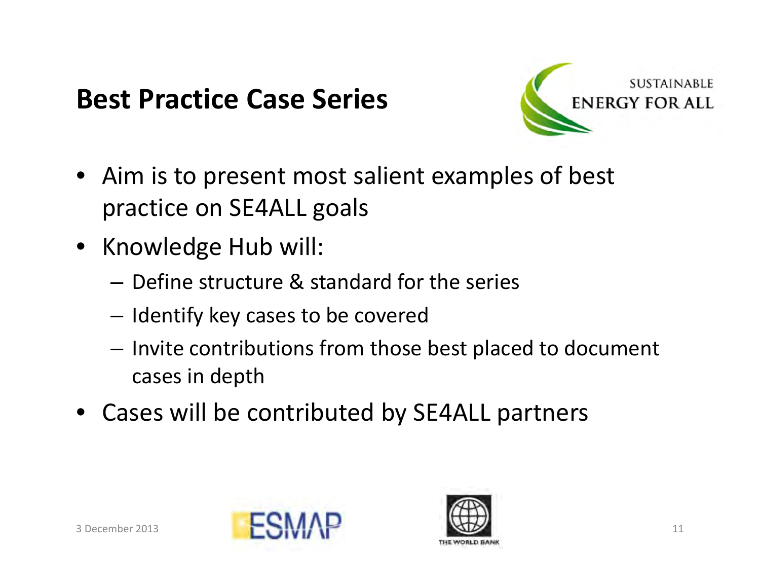# Best Practice Case Series

- Aim is to present most salient examples of best practice on SE4ALL goals
- Knowledge Hub will:
  - Define structure & standard for the series
  - Identify key cases to be covered
  - Invite contributions from those best placed to document cases in depth
- Cases will be contributed by SE4ALL partners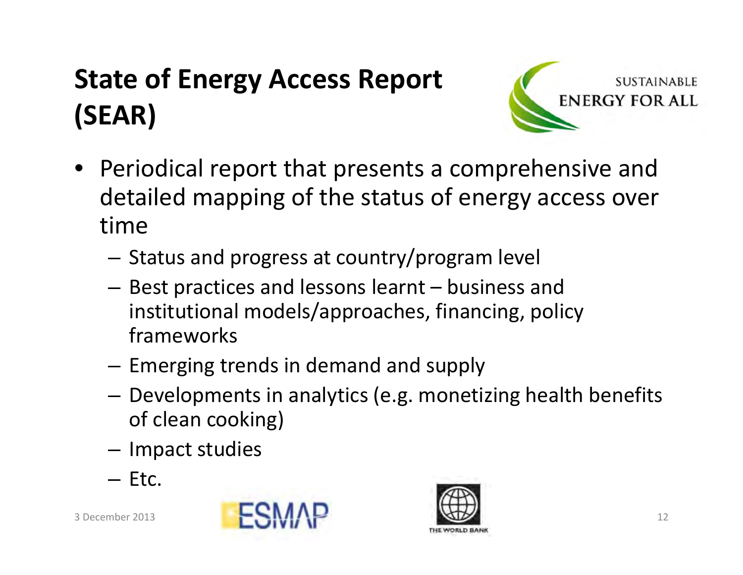# State of Energy Access Report (SEAR)

- Periodical report that presents a comprehensive and detailed mapping of the status of energy access over time
  - Status and progress at country/program level
  - Best practices and lessons learnt – business and institutional models/approaches, financing, policy frameworks
  - Emerging trends in demand and supply
  - Developments in analytics (e.g. monetizing health benefits of clean cooking)
  - Impact studies
  - Etc.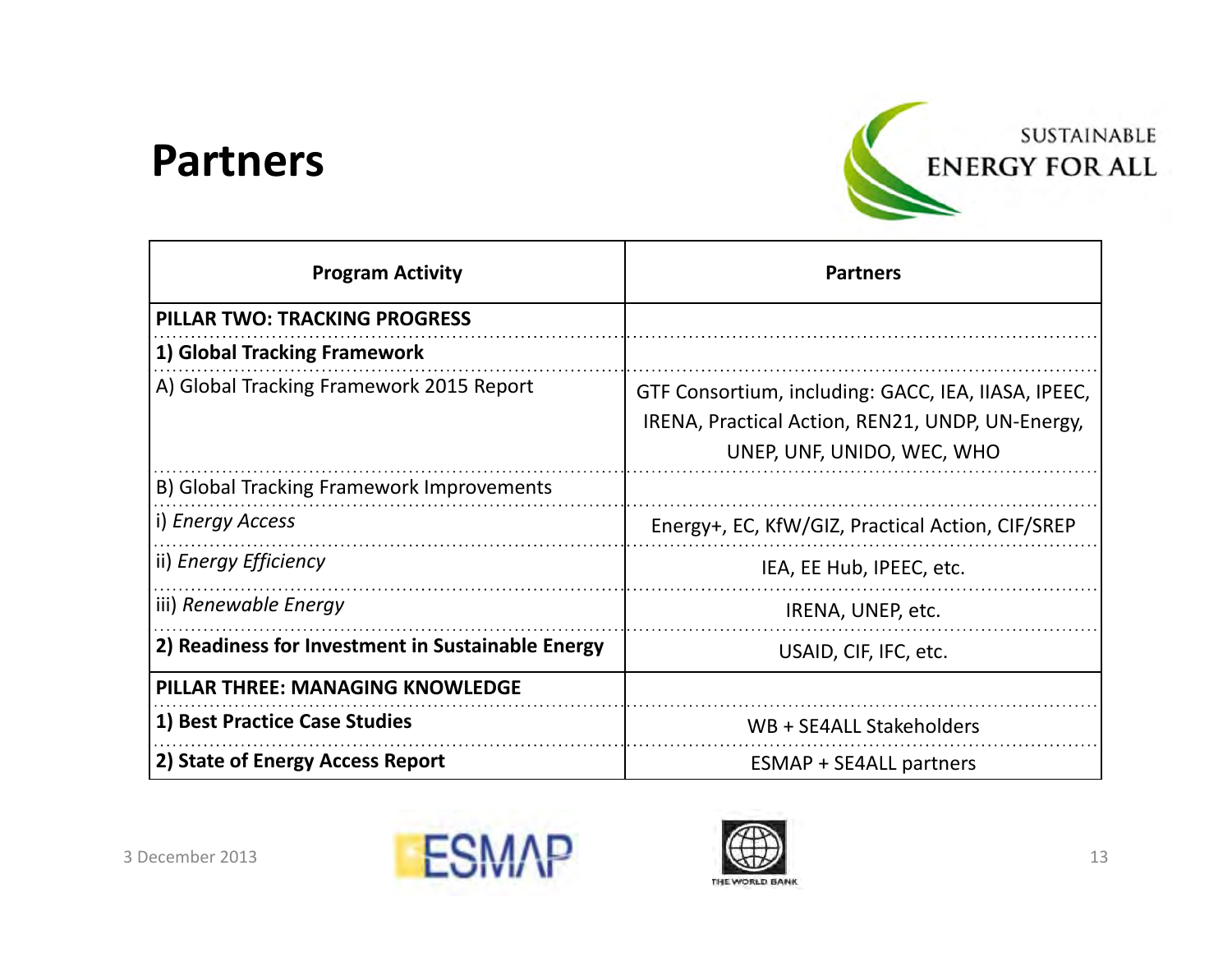# Partners

| Program Activity | Partners |
|---|---|
| **PILLAR TWO: TRACKING PROGRESS** | |
| **1) Global Tracking Framework** | |
| A) Global Tracking Framework 2015 Report | GTF Consortium, including: GACC, IEA, IIASA, IPEEC, IRENA, Practical Action, REN21, UNDP, UN-Energy, UNEP, UNF, UNIDO, WEC, WHO |
| B) Global Tracking Framework Improvements | |
| i) *Energy Access* | Energy+, EC, KfW/GIZ, Practical Action, CIF/SREP |
| ii) *Energy Efficiency* | IEA, EE Hub, IPEEC, etc. |
| iii) *Renewable Energy* | IRENA, UNEP, etc. |
| **2) Readiness for Investment in Sustainable Energy** | USAID, CIF, IFC, etc. |
| **PILLAR THREE: MANAGING KNOWLEDGE** | |
| **1) Best Practice Case Studies** | WB + SE4ALL Stakeholders |
| **2) State of Energy Access Report** | ESMAP + SE4ALL partners |

3 December 2013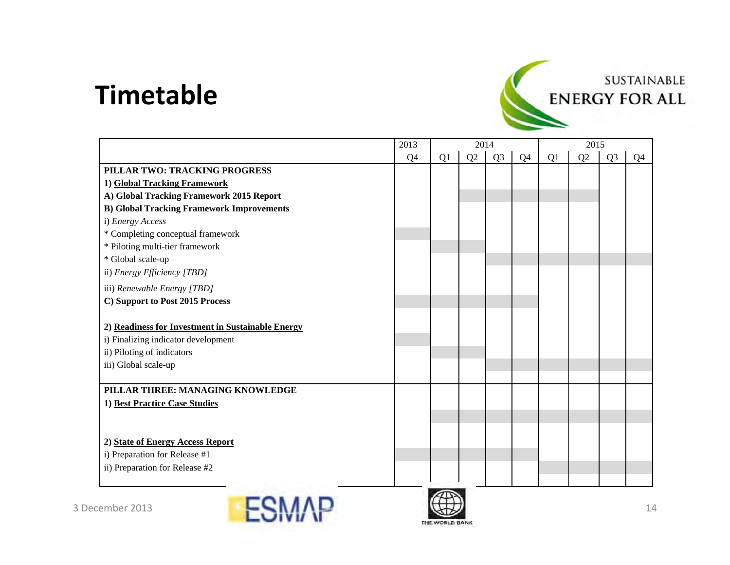# Timetable

| | 2013 | 2014 | | | | 2015 | | | |
|---|---|---|---|---|---|---|---|---|---|
| | Q4 | Q1 | Q2 | Q3 | Q4 | Q1 | Q2 | Q3 | Q4 |
| **PILLAR TWO: TRACKING PROGRESS** | | | | | | | | | |
| **1) <u>Global Tracking Framework</u>** | | | | | | | | | |
| **A) Global Tracking Framework 2015 Report** | | | ■ | ■ | ■ | ■ | ■ | | |
| **B) Global Tracking Framework Improvements** | | | | | | | | | |
| i) *Energy Access* | | | | | | | | | |
| * Completing conceptual framework | ■ | | | | | | | | |
| * Piloting multi-tier framework | | ■ | ■ | | | | | | |
| * Global scale-up | | | | ■ | ■ | ■ | ■ | ■ | ■ |
| ii) *Energy Efficiency [TBD]* | | | | | | | | | |
| iii) *Renewable Energy [TBD]* | | | | | | | | | |
| **C) Support to Post 2015 Process** | ■ | ■ | ■ | ■ | ■ | | | | |
| **2) <u>Readiness for Investment in Sustainable Energy</u>** | | | | | | | | | |
| i) Finalizing indicator development | ■ | | | | | | | | |
| ii) Piloting of indicators | | ■ | ■ | | | | | | |
| iii) Global scale-up | | | | ■ | ■ | ■ | ■ | ■ | ■ |
| **PILLAR THREE: MANAGING KNOWLEDGE** | | | | | | | | | |
| **1) <u>Best Practice Case Studies</u>** | | | | | | | | | |
| | | ■ | ■ | ■ | ■ | ■ | ■ | ■ | ■ |
| **2) <u>State of Energy Access Report</u>** | | | | | | | | | |
| i) Preparation for Release #1 | ■ | ■ | ■ | ■ | ■ | | | | |
| ii) Preparation for Release #2 | | | | | | ■ | ■ | ■ | ■ |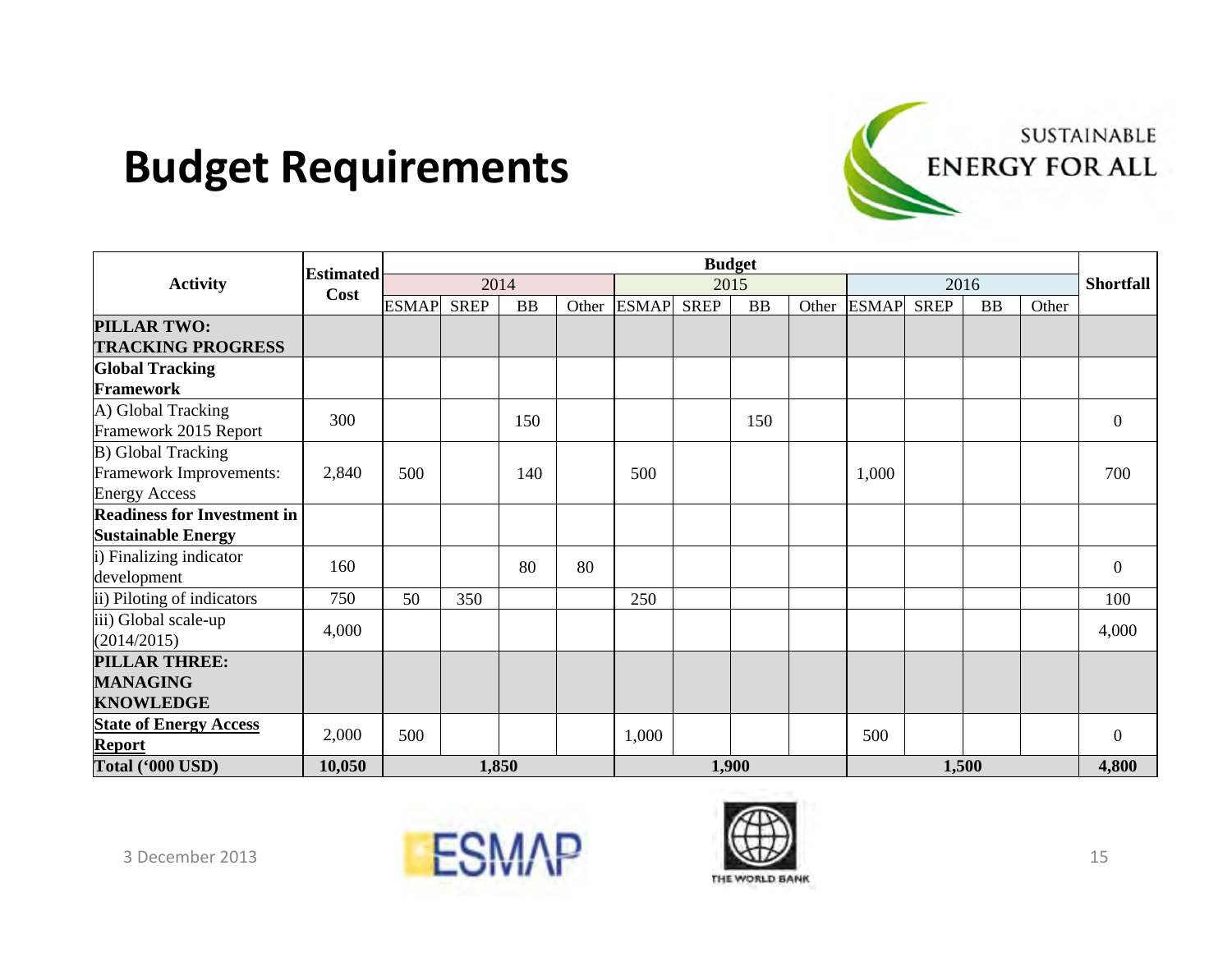# Budget Requirements

SUSTAINABLE ENERGY FOR ALL

| Activity | Estimated Cost | Budget | | | | | | | | | | | | Shortfall |
|---|---|---|---|---|---|---|---|---|---|---|---|---|---|---|
| | | 2014 | | | | 2015 | | | | 2016 | | | | |
| | | ESMAP | SREP | BB | Other | ESMAP | SREP | BB | Other | ESMAP | SREP | BB | Other | |
| **PILLAR TWO: TRACKING PROGRESS** | | | | | | | | | | | | | | |
| **Global Tracking Framework** | | | | | | | | | | | | | | |
| A) Global Tracking Framework 2015 Report | 300 | | | 150 | | | | 150 | | | | | | 0 |
| B) Global Tracking Framework Improvements: Energy Access | 2,840 | 500 | | 140 | | 500 | | | | 1,000 | | | | 700 |
| **Readiness for Investment in Sustainable Energy** | | | | | | | | | | | | | | |
| i) Finalizing indicator development | 160 | | | 80 | 80 | | | | | | | | | 0 |
| ii) Piloting of indicators | 750 | 50 | 350 | | | 250 | | | | | | | | 100 |
| iii) Global scale-up (2014/2015) | 4,000 | | | | | | | | | | | | | 4,000 |
| **PILLAR THREE: MANAGING KNOWLEDGE** | | | | | | | | | | | | | | |
| **State of Energy Access Report** | 2,000 | 500 | | | | 1,000 | | | | 500 | | | | 0 |
| **Total ('000 USD)** | **10,050** | **1,850** | | | | **1,900** | | | | **1,500** | | | | **4,800** |

3 December 2013

ESMAP

THE WORLD BANK